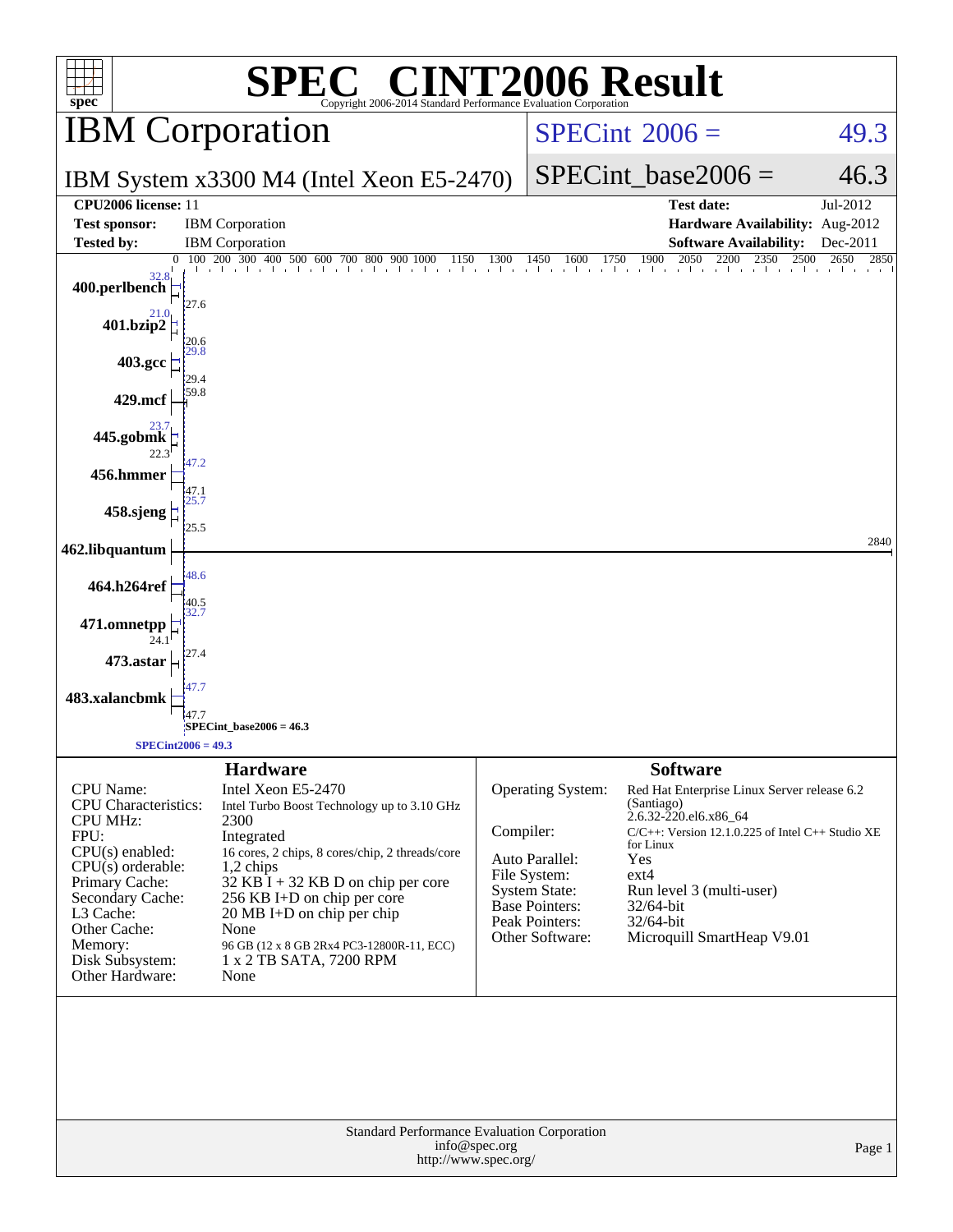# SPEC® CINT2006 Result

Copyright 2006-2014 Standard Performance Evaluation Corporation

## IBM Corporation

IBM System x3300 M4 (Intel Xeon E5-2470)

SPECint 2006 = 49.3

SPECint_base2006 = 46.3

| | | | |
|---|---|---|---|
| **CPU2006 license:** | 11 | **Test date:** | Jul-2012 |
| **Test sponsor:** | IBM Corporation | **Hardware Availability:** | Aug-2012 |
| **Tested by:** | IBM Corporation | **Software Availability:** | Dec-2011 |

| Benchmark | Peak | Base |
|---|---|---|
| 400.perlbench | 32.8 | 27.6 |
| 401.bzip2 | 21.0 | 20.6 |
| 403.gcc | 29.8 | 29.4 |
| 429.mcf | 59.8 | |
| 445.gobmk | 23.7 | 22.3 |
| 456.hmmer | 47.2 | 47.1 |
| 458.sjeng | 25.7 | 25.5 |
| 462.libquantum | 2840 | |
| 464.h264ref | 48.6 | 40.5 |
| 471.omnetpp | 32.7 | 24.1 |
| 473.astar | 27.4 | |
| 483.xalancbmk | 47.7 | 47.7 |

SPECint_base2006 = 46.3

SPECint2006 = 49.3

### Hardware

| | |
|---|---|
| CPU Name: | Intel Xeon E5-2470 |
| CPU Characteristics: | Intel Turbo Boost Technology up to 3.10 GHz |
| CPU MHz: | 2300 |
| FPU: | Integrated |
| CPU(s) enabled: | 16 cores, 2 chips, 8 cores/chip, 2 threads/core |
| CPU(s) orderable: | 1,2 chips |
| Primary Cache: | 32 KB I + 32 KB D on chip per core |
| Secondary Cache: | 256 KB I+D on chip per core |
| L3 Cache: | 20 MB I+D on chip per chip |
| Other Cache: | None |
| Memory: | 96 GB (12 x 8 GB 2Rx4 PC3-12800R-11, ECC) |
| Disk Subsystem: | 1 x 2 TB SATA, 7200 RPM |
| Other Hardware: | None |

### Software

| | |
|---|---|
| Operating System: | Red Hat Enterprise Linux Server release 6.2 (Santiago) 2.6.32-220.el6.x86_64 |
| Compiler: | C/C++: Version 12.1.0.225 of Intel C++ Studio XE for Linux |
| Auto Parallel: | Yes |
| File System: | ext4 |
| System State: | Run level 3 (multi-user) |
| Base Pointers: | 32/64-bit |
| Peak Pointers: | 32/64-bit |
| Other Software: | Microquill SmartHeap V9.01 |

Standard Performance Evaluation Corporation
info@spec.org
http://www.spec.org/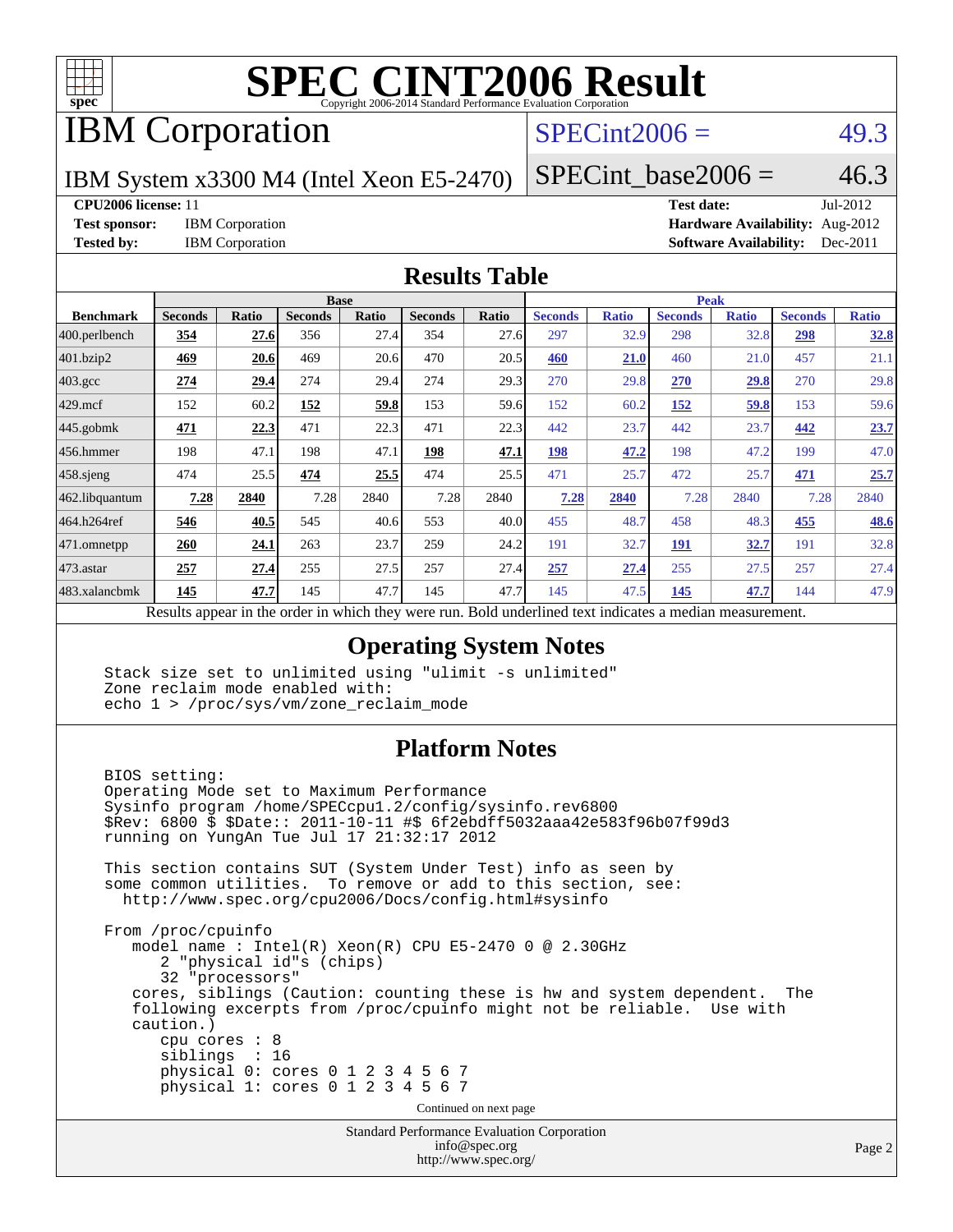# SPEC CINT2006 Result

Copyright 2006-2014 Standard Performance Evaluation Corporation

## IBM Corporation

IBM System x3300 M4 (Intel Xeon E5-2470)

SPECint2006 = 49.3

SPECint_base2006 = 46.3

**CPU2006 license:** 11
**Test sponsor:** IBM Corporation
**Tested by:** IBM Corporation

**Test date:** Jul-2012
**Hardware Availability:** Aug-2012
**Software Availability:** Dec-2011

## Results Table

| Benchmark | Base | | | | | | Peak | | | | | |
|---|---|---|---|---|---|---|---|---|---|---|---|---|
| | Seconds | Ratio | Seconds | Ratio | Seconds | Ratio | Seconds | Ratio | Seconds | Ratio | Seconds | Ratio |
| 400.perlbench | **354** | **27.6** | 356 | 27.4 | 354 | 27.6 | 297 | 32.9 | 298 | 32.8 | **298** | **32.8** |
| 401.bzip2 | **469** | **20.6** | 469 | 20.6 | 470 | 20.5 | **460** | **21.0** | 460 | 21.0 | 457 | 21.1 |
| 403.gcc | **274** | **29.4** | 274 | 29.4 | 274 | 29.3 | 270 | 29.8 | **270** | **29.8** | 270 | 29.8 |
| 429.mcf | 152 | 60.2 | **152** | **59.8** | 153 | 59.6 | 152 | 60.2 | **152** | **59.8** | 153 | 59.6 |
| 445.gobmk | **471** | **22.3** | 471 | 22.3 | 471 | 22.3 | 442 | 23.7 | 442 | 23.7 | **442** | **23.7** |
| 456.hmmer | 198 | 47.1 | 198 | 47.1 | **198** | **47.1** | **198** | **47.2** | 198 | 47.2 | 199 | 47.0 |
| 458.sjeng | 474 | 25.5 | **474** | **25.5** | 474 | 25.5 | 471 | 25.7 | 472 | 25.7 | **471** | **25.7** |
| 462.libquantum | **7.28** | **2840** | 7.28 | 2840 | 7.28 | 2840 | **7.28** | **2840** | 7.28 | 2840 | 7.28 | 2840 |
| 464.h264ref | **546** | **40.5** | 545 | 40.6 | 553 | 40.0 | 455 | 48.7 | 458 | 48.3 | **455** | **48.6** |
| 471.omnetpp | **260** | **24.1** | 263 | 23.7 | 259 | 24.2 | 191 | 32.7 | **191** | **32.7** | 191 | 32.8 |
| 473.astar | **257** | **27.4** | 255 | 27.5 | 257 | 27.4 | **257** | **27.4** | 255 | 27.5 | 257 | 27.4 |
| 483.xalancbmk | **145** | **47.7** | 145 | 47.7 | 145 | 47.7 | 145 | 47.5 | **145** | **47.7** | 144 | 47.9 |

Results appear in the order in which they were run. Bold underlined text indicates a median measurement.

## Operating System Notes

```
Stack size set to unlimited using "ulimit -s unlimited"
Zone reclaim mode enabled with:
echo 1 > /proc/sys/vm/zone_reclaim_mode
```

## Platform Notes

```
BIOS setting:
Operating Mode set to Maximum Performance
Sysinfo program /home/SPECcpu1.2/config/sysinfo.rev6800
$Rev: 6800 $ $Date:: 2011-10-11 #$ 6f2ebdff5032aaa42e583f96b07f99d3
running on YungAn Tue Jul 17 21:32:17 2012

This section contains SUT (System Under Test) info as seen by
some common utilities.  To remove or add to this section, see:
  http://www.spec.org/cpu2006/Docs/config.html#sysinfo

From /proc/cpuinfo
   model name : Intel(R) Xeon(R) CPU E5-2470 0 @ 2.30GHz
      2 "physical id"s (chips)
      32 "processors"
   cores, siblings (Caution: counting these is hw and system dependent.  The
   following excerpts from /proc/cpuinfo might not be reliable.  Use with
   caution.)
      cpu cores : 8
      siblings  : 16
      physical 0: cores 0 1 2 3 4 5 6 7
      physical 1: cores 0 1 2 3 4 5 6 7
```

Continued on next page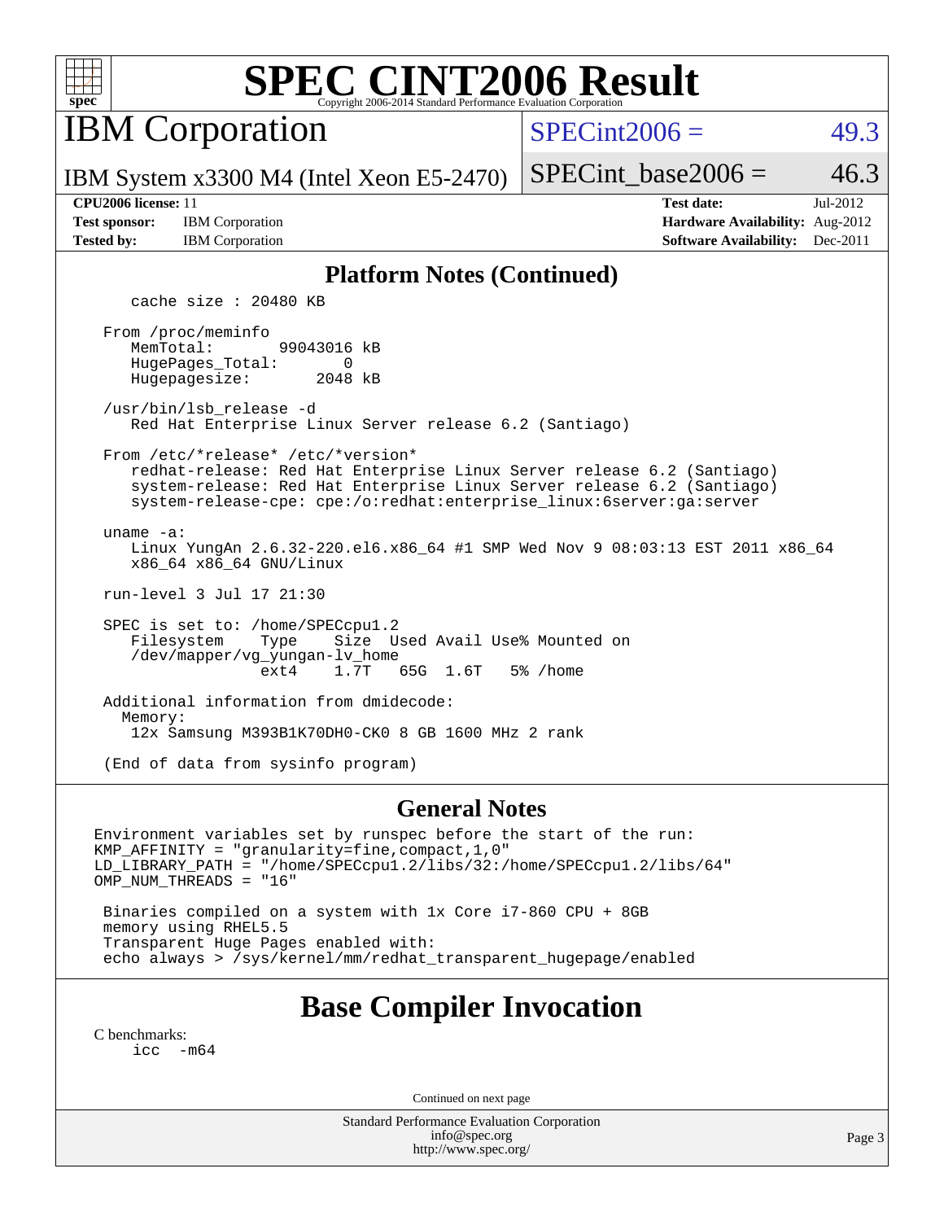# SPEC CINT2006 Result

## IBM Corporation

IBM System x3300 M4 (Intel Xeon E5-2470)

SPECint2006 = 49.3

SPECint_base2006 = 46.3

**CPU2006 license:** 11
**Test sponsor:** IBM Corporation
**Tested by:** IBM Corporation

**Test date:** Jul-2012
**Hardware Availability:** Aug-2012
**Software Availability:** Dec-2011

### Platform Notes (Continued)

```
    cache size : 20480 KB

 From /proc/meminfo
    MemTotal:       99043016 kB
    HugePages_Total:       0
    Hugepagesize:       2048 kB

 /usr/bin/lsb_release -d
    Red Hat Enterprise Linux Server release 6.2 (Santiago)

 From /etc/*release* /etc/*version*
    redhat-release: Red Hat Enterprise Linux Server release 6.2 (Santiago)
    system-release: Red Hat Enterprise Linux Server release 6.2 (Santiago)
    system-release-cpe: cpe:/o:redhat:enterprise_linux:6server:ga:server

 uname -a:
    Linux YungAn 2.6.32-220.el6.x86_64 #1 SMP Wed Nov 9 08:03:13 EST 2011 x86_64
    x86_64 x86_64 GNU/Linux

 run-level 3 Jul 17 21:30

 SPEC is set to: /home/SPECcpu1.2
    Filesystem    Type    Size  Used Avail Use% Mounted on
    /dev/mapper/vg_yungan-lv_home
                  ext4    1.7T   65G  1.6T   5% /home

 Additional information from dmidecode:
   Memory:
    12x Samsung M393B1K70DH0-CK0 8 GB 1600 MHz 2 rank

 (End of data from sysinfo program)
```

### General Notes

```
Environment variables set by runspec before the start of the run:
KMP_AFFINITY = "granularity=fine,compact,1,0"
LD_LIBRARY_PATH = "/home/SPECcpu1.2/libs/32:/home/SPECcpu1.2/libs/64"
OMP_NUM_THREADS = "16"

 Binaries compiled on a system with 1x Core i7-860 CPU + 8GB
 memory using RHEL5.5
 Transparent Huge Pages enabled with:
 echo always > /sys/kernel/mm/redhat_transparent_hugepage/enabled
```

## Base Compiler Invocation

C benchmarks:
```
icc  -m64
```

Continued on next page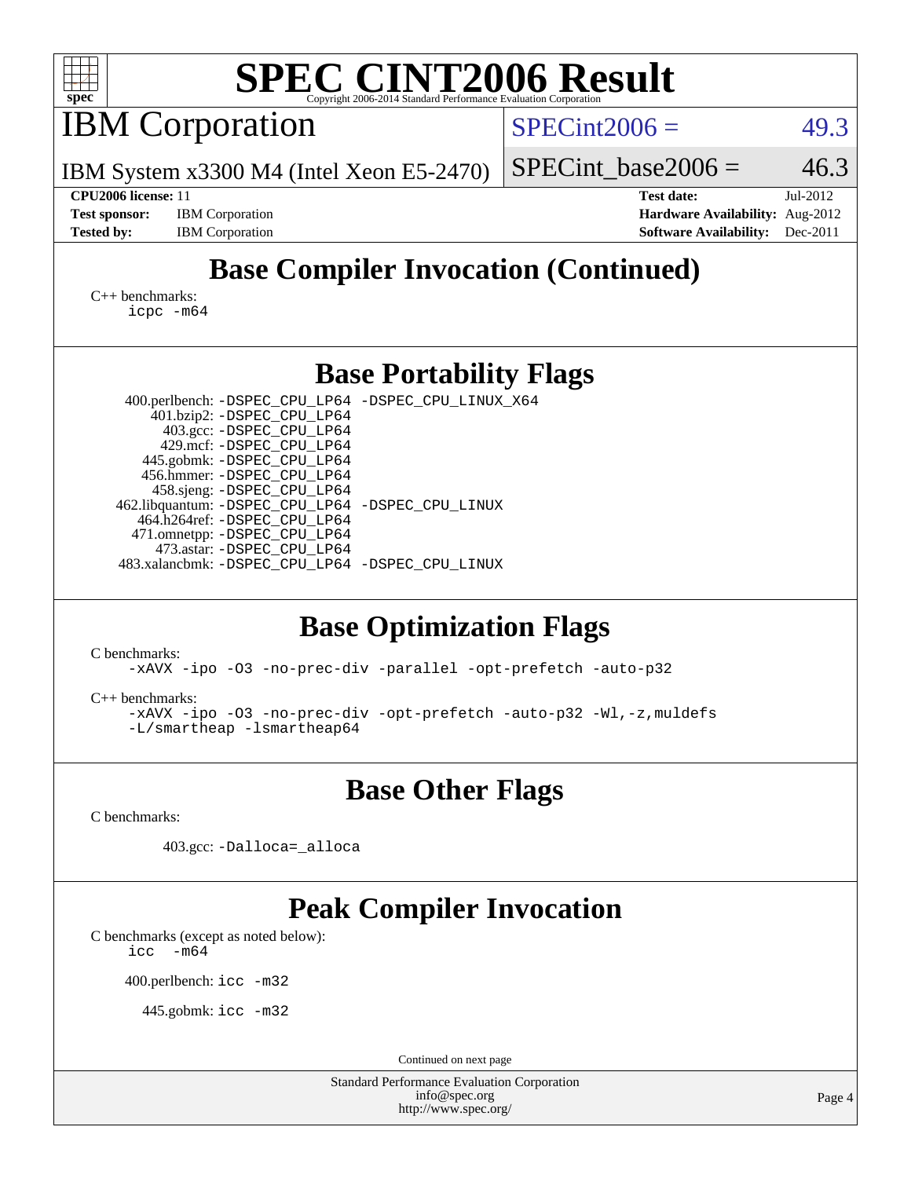# SPEC CINT2006 Result

## IBM Corporation

IBM System x3300 M4 (Intel Xeon E5-2470)

SPECint2006 = 49.3

SPECint_base2006 = 46.3

**CPU2006 license:** 11
**Test sponsor:** IBM Corporation
**Tested by:** IBM Corporation
**Test date:** Jul-2012
**Hardware Availability:** Aug-2012
**Software Availability:** Dec-2011

## Base Compiler Invocation (Continued)

C++ benchmarks:
```
icpc -m64
```

## Base Portability Flags

400.perlbench: `-DSPEC_CPU_LP64 -DSPEC_CPU_LINUX_X64`
401.bzip2: `-DSPEC_CPU_LP64`
403.gcc: `-DSPEC_CPU_LP64`
429.mcf: `-DSPEC_CPU_LP64`
445.gobmk: `-DSPEC_CPU_LP64`
456.hmmer: `-DSPEC_CPU_LP64`
458.sjeng: `-DSPEC_CPU_LP64`
462.libquantum: `-DSPEC_CPU_LP64 -DSPEC_CPU_LINUX`
464.h264ref: `-DSPEC_CPU_LP64`
471.omnetpp: `-DSPEC_CPU_LP64`
473.astar: `-DSPEC_CPU_LP64`
483.xalancbmk: `-DSPEC_CPU_LP64 -DSPEC_CPU_LINUX`

## Base Optimization Flags

C benchmarks:
```
-xAVX -ipo -O3 -no-prec-div -parallel -opt-prefetch -auto-p32
```

C++ benchmarks:
```
-xAVX -ipo -O3 -no-prec-div -opt-prefetch -auto-p32 -Wl,-z,muldefs
-L/smartheap -lsmartheap64
```

## Base Other Flags

C benchmarks:

403.gcc: `-Dalloca=_alloca`

## Peak Compiler Invocation

C benchmarks (except as noted below):
```
icc  -m64
```

400.perlbench: `icc -m32`

445.gobmk: `icc -m32`

Continued on next page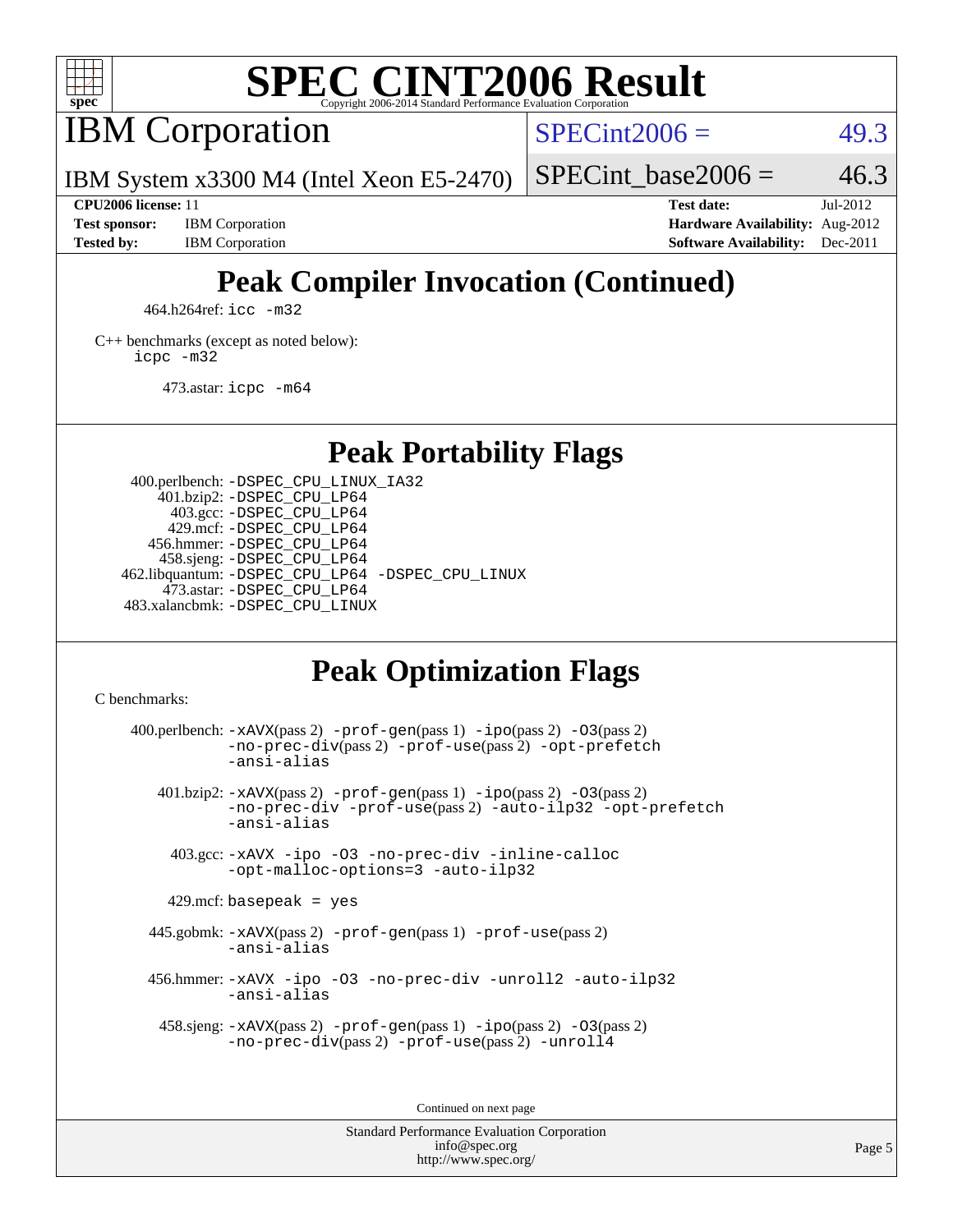# SPEC CINT2006 Result

Copyright 2006-2014 Standard Performance Evaluation Corporation

## IBM Corporation

IBM System x3300 M4 (Intel Xeon E5-2470)

SPECint2006 = 49.3

SPECint_base2006 = 46.3

**CPU2006 license:** 11
**Test sponsor:** IBM Corporation
**Tested by:** IBM Corporation

**Test date:** Jul-2012
**Hardware Availability:** Aug-2012
**Software Availability:** Dec-2011

## Peak Compiler Invocation (Continued)

464.h264ref: `icc -m32`

C++ benchmarks (except as noted below):
`icpc -m32`

473.astar: `icpc -m64`

## Peak Portability Flags

400.perlbench: `-DSPEC_CPU_LINUX_IA32`
401.bzip2: `-DSPEC_CPU_LP64`
403.gcc: `-DSPEC_CPU_LP64`
429.mcf: `-DSPEC_CPU_LP64`
456.hmmer: `-DSPEC_CPU_LP64`
458.sjeng: `-DSPEC_CPU_LP64`
462.libquantum: `-DSPEC_CPU_LP64 -DSPEC_CPU_LINUX`
473.astar: `-DSPEC_CPU_LP64`
483.xalancbmk: `-DSPEC_CPU_LINUX`

## Peak Optimization Flags

C benchmarks:

400.perlbench: `-xAVX`(pass 2) `-prof-gen`(pass 1) `-ipo`(pass 2) `-O3`(pass 2) `-no-prec-div`(pass 2) `-prof-use`(pass 2) `-opt-prefetch` `-ansi-alias`

401.bzip2: `-xAVX`(pass 2) `-prof-gen`(pass 1) `-ipo`(pass 2) `-O3`(pass 2) `-no-prec-div` `-prof-use`(pass 2) `-auto-ilp32` `-opt-prefetch` `-ansi-alias`

403.gcc: `-xAVX -ipo -O3 -no-prec-div -inline-calloc -opt-malloc-options=3 -auto-ilp32`

429.mcf: `basepeak = yes`

445.gobmk: `-xAVX`(pass 2) `-prof-gen`(pass 1) `-prof-use`(pass 2) `-ansi-alias`

456.hmmer: `-xAVX -ipo -O3 -no-prec-div -unroll2 -auto-ilp32 -ansi-alias`

458.sjeng: `-xAVX`(pass 2) `-prof-gen`(pass 1) `-ipo`(pass 2) `-O3`(pass 2) `-no-prec-div`(pass 2) `-prof-use`(pass 2) `-unroll4`

Continued on next page

Standard Performance Evaluation Corporation
info@spec.org
http://www.spec.org/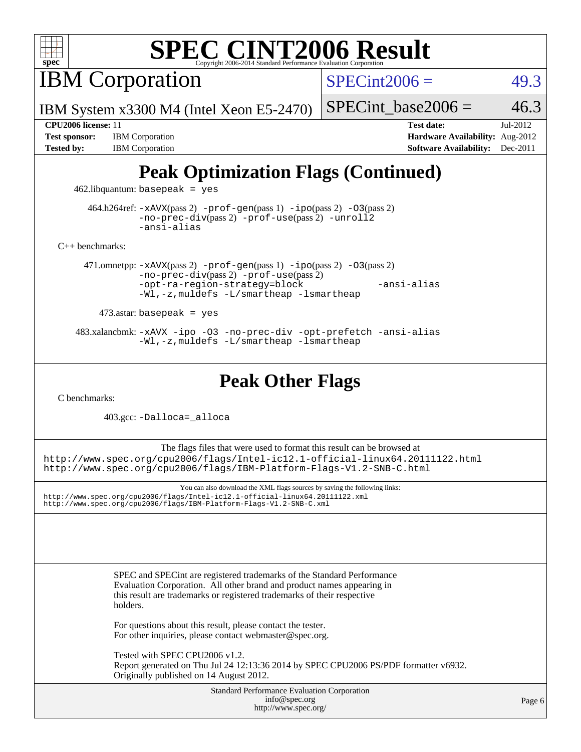# SPEC CINT2006 Result

Copyright 2006-2014 Standard Performance Evaluation Corporation

## IBM Corporation

IBM System x3300 M4 (Intel Xeon E5-2470)

SPECint2006 = 49.3

SPECint_base2006 = 46.3

**CPU2006 license:** 11
**Test sponsor:** IBM Corporation
**Tested by:** IBM Corporation

**Test date:** Jul-2012
**Hardware Availability:** Aug-2012
**Software Availability:** Dec-2011

## Peak Optimization Flags (Continued)

462.libquantum: basepeak = yes

464.h264ref: -xAVX(pass 2) -prof-gen(pass 1) -ipo(pass 2) -O3(pass 2) -no-prec-div(pass 2) -prof-use(pass 2) -unroll2 -ansi-alias

C++ benchmarks:

471.omnetpp: -xAVX(pass 2) -prof-gen(pass 1) -ipo(pass 2) -O3(pass 2) -no-prec-div(pass 2) -prof-use(pass 2) -opt-ra-region-strategy=block -ansi-alias -Wl,-z,muldefs -L/smartheap -lsmartheap

473.astar: basepeak = yes

483.xalancbmk: -xAVX -ipo -O3 -no-prec-div -opt-prefetch -ansi-alias -Wl,-z,muldefs -L/smartheap -lsmartheap

## Peak Other Flags

C benchmarks:

403.gcc: -Dalloca=_alloca

The flags files that were used to format this result can be browsed at
http://www.spec.org/cpu2006/flags/Intel-ic12.1-official-linux64.20111122.html
http://www.spec.org/cpu2006/flags/IBM-Platform-Flags-V1.2-SNB-C.html

You can also download the XML flags sources by saving the following links:
http://www.spec.org/cpu2006/flags/Intel-ic12.1-official-linux64.20111122.xml
http://www.spec.org/cpu2006/flags/IBM-Platform-Flags-V1.2-SNB-C.xml

SPEC and SPECint are registered trademarks of the Standard Performance Evaluation Corporation. All other brand and product names appearing in this result are trademarks or registered trademarks of their respective holders.

For questions about this result, please contact the tester.
For other inquiries, please contact webmaster@spec.org.

Tested with SPEC CPU2006 v1.2.
Report generated on Thu Jul 24 12:13:36 2014 by SPEC CPU2006 PS/PDF formatter v6932.
Originally published on 14 August 2012.

Standard Performance Evaluation Corporation
info@spec.org
http://www.spec.org/